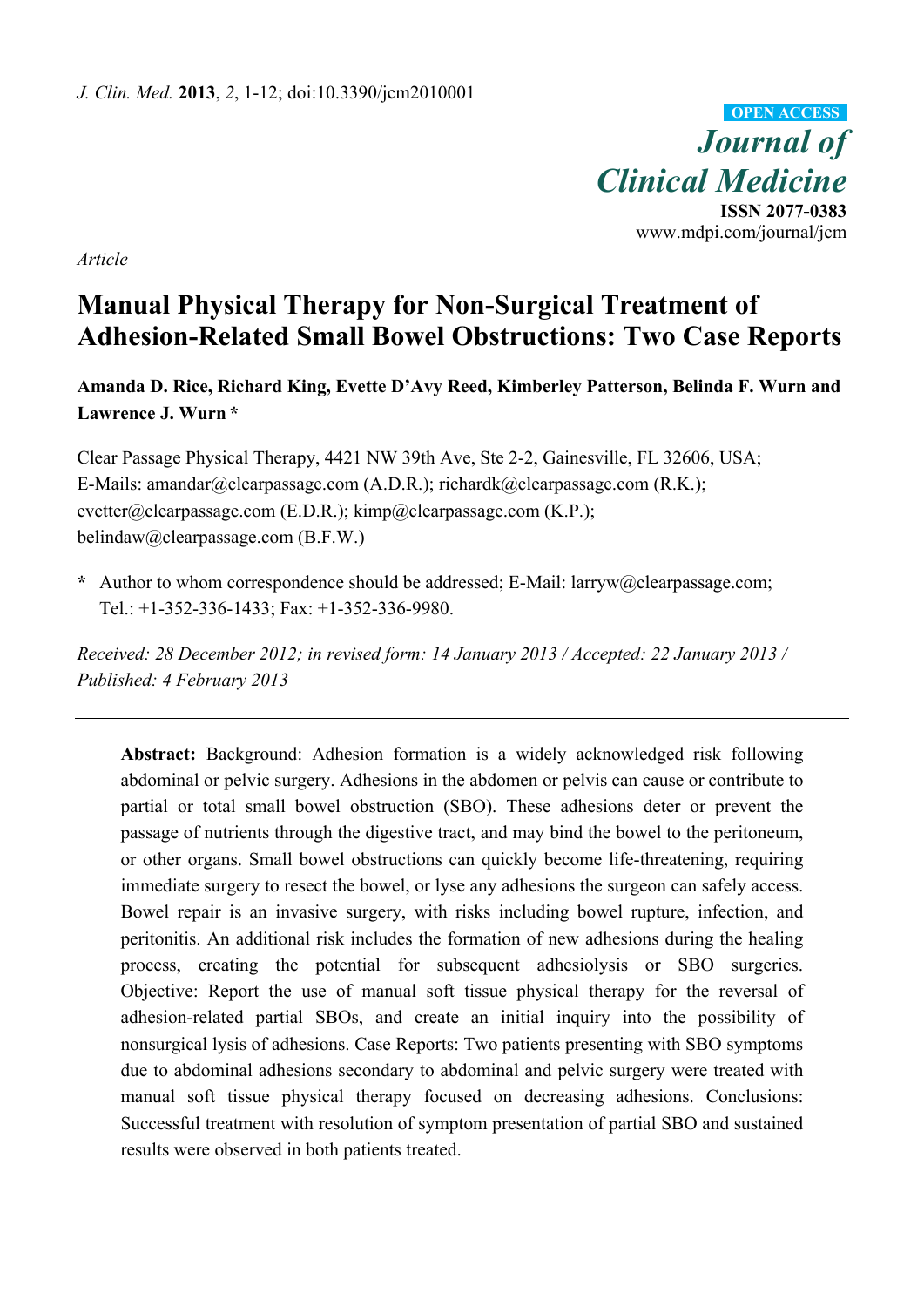*Article*

# Manual Physical Therapy for Non-Surgical Treatment of Adhesion-Related Small Bowel Obstructions: Two Case Reports

**Amanda D. Rice, Richard King, Evette D'Avy Reed, Kimberley Patterson, Belinda F. Wurn and Lawrence J. Wurn \***

Clear Passage Physical Therapy, 4421 NW 39th Ave, Ste 2-2, Gainesville, FL 32606, USA; E-Mails: amandar@clearpassage.com (A.D.R.); richardk@clearpassage.com (R.K.); evetter@clearpassage.com (E.D.R.); kimp@clearpassage.com (K.P.); belindaw@clearpassage.com (B.F.W.)

\* Author to whom correspondence should be addressed; E-Mail: larryw@clearpassage.com; Tel.: +1-352-336-1433; Fax: +1-352-336-9980.

*Received: 28 December 2012; in revised form: 14 January 2013 / Accepted: 22 January 2013 / Published: 4 February 2013*

---

**Abstract:** Background: Adhesion formation is a widely acknowledged risk following abdominal or pelvic surgery. Adhesions in the abdomen or pelvis can cause or contribute to partial or total small bowel obstruction (SBO). These adhesions deter or prevent the passage of nutrients through the digestive tract, and may bind the bowel to the peritoneum, or other organs. Small bowel obstructions can quickly become life-threatening, requiring immediate surgery to resect the bowel, or lyse any adhesions the surgeon can safely access. Bowel repair is an invasive surgery, with risks including bowel rupture, infection, and peritonitis. An additional risk includes the formation of new adhesions during the healing process, creating the potential for subsequent adhesiolysis or SBO surgeries. Objective: Report the use of manual soft tissue physical therapy for the reversal of adhesion-related partial SBOs, and create an initial inquiry into the possibility of nonsurgical lysis of adhesions. Case Reports: Two patients presenting with SBO symptoms due to abdominal adhesions secondary to abdominal and pelvic surgery were treated with manual soft tissue physical therapy focused on decreasing adhesions. Conclusions: Successful treatment with resolution of symptom presentation of partial SBO and sustained results were observed in both patients treated.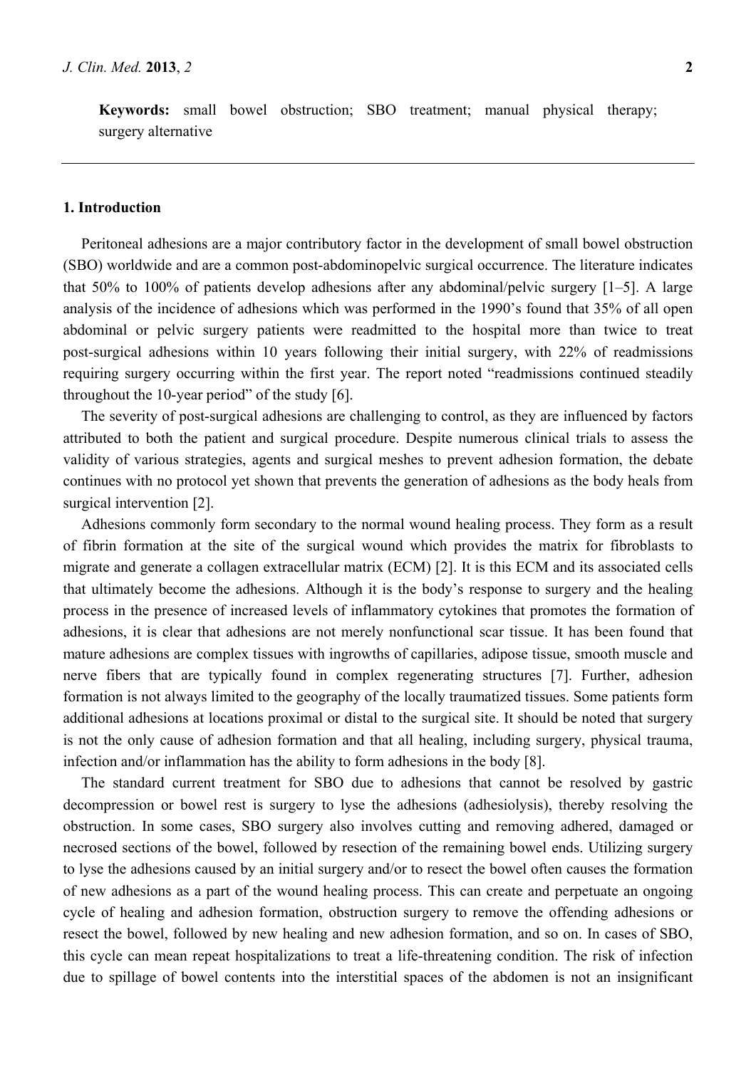**Keywords:** small bowel obstruction; SBO treatment; manual physical therapy; surgery alternative

## 1. Introduction

Peritoneal adhesions are a major contributory factor in the development of small bowel obstruction (SBO) worldwide and are a common post-abdominopelvic surgical occurrence. The literature indicates that 50% to 100% of patients develop adhesions after any abdominal/pelvic surgery [1–5]. A large analysis of the incidence of adhesions which was performed in the 1990's found that 35% of all open abdominal or pelvic surgery patients were readmitted to the hospital more than twice to treat post-surgical adhesions within 10 years following their initial surgery, with 22% of readmissions requiring surgery occurring within the first year. The report noted "readmissions continued steadily throughout the 10-year period" of the study [6].

The severity of post-surgical adhesions are challenging to control, as they are influenced by factors attributed to both the patient and surgical procedure. Despite numerous clinical trials to assess the validity of various strategies, agents and surgical meshes to prevent adhesion formation, the debate continues with no protocol yet shown that prevents the generation of adhesions as the body heals from surgical intervention [2].

Adhesions commonly form secondary to the normal wound healing process. They form as a result of fibrin formation at the site of the surgical wound which provides the matrix for fibroblasts to migrate and generate a collagen extracellular matrix (ECM) [2]. It is this ECM and its associated cells that ultimately become the adhesions. Although it is the body's response to surgery and the healing process in the presence of increased levels of inflammatory cytokines that promotes the formation of adhesions, it is clear that adhesions are not merely nonfunctional scar tissue. It has been found that mature adhesions are complex tissues with ingrowths of capillaries, adipose tissue, smooth muscle and nerve fibers that are typically found in complex regenerating structures [7]. Further, adhesion formation is not always limited to the geography of the locally traumatized tissues. Some patients form additional adhesions at locations proximal or distal to the surgical site. It should be noted that surgery is not the only cause of adhesion formation and that all healing, including surgery, physical trauma, infection and/or inflammation has the ability to form adhesions in the body [8].

The standard current treatment for SBO due to adhesions that cannot be resolved by gastric decompression or bowel rest is surgery to lyse the adhesions (adhesiolysis), thereby resolving the obstruction. In some cases, SBO surgery also involves cutting and removing adhered, damaged or necrosed sections of the bowel, followed by resection of the remaining bowel ends. Utilizing surgery to lyse the adhesions caused by an initial surgery and/or to resect the bowel often causes the formation of new adhesions as a part of the wound healing process. This can create and perpetuate an ongoing cycle of healing and adhesion formation, obstruction surgery to remove the offending adhesions or resect the bowel, followed by new healing and new adhesion formation, and so on. In cases of SBO, this cycle can mean repeat hospitalizations to treat a life-threatening condition. The risk of infection due to spillage of bowel contents into the interstitial spaces of the abdomen is not an insignificant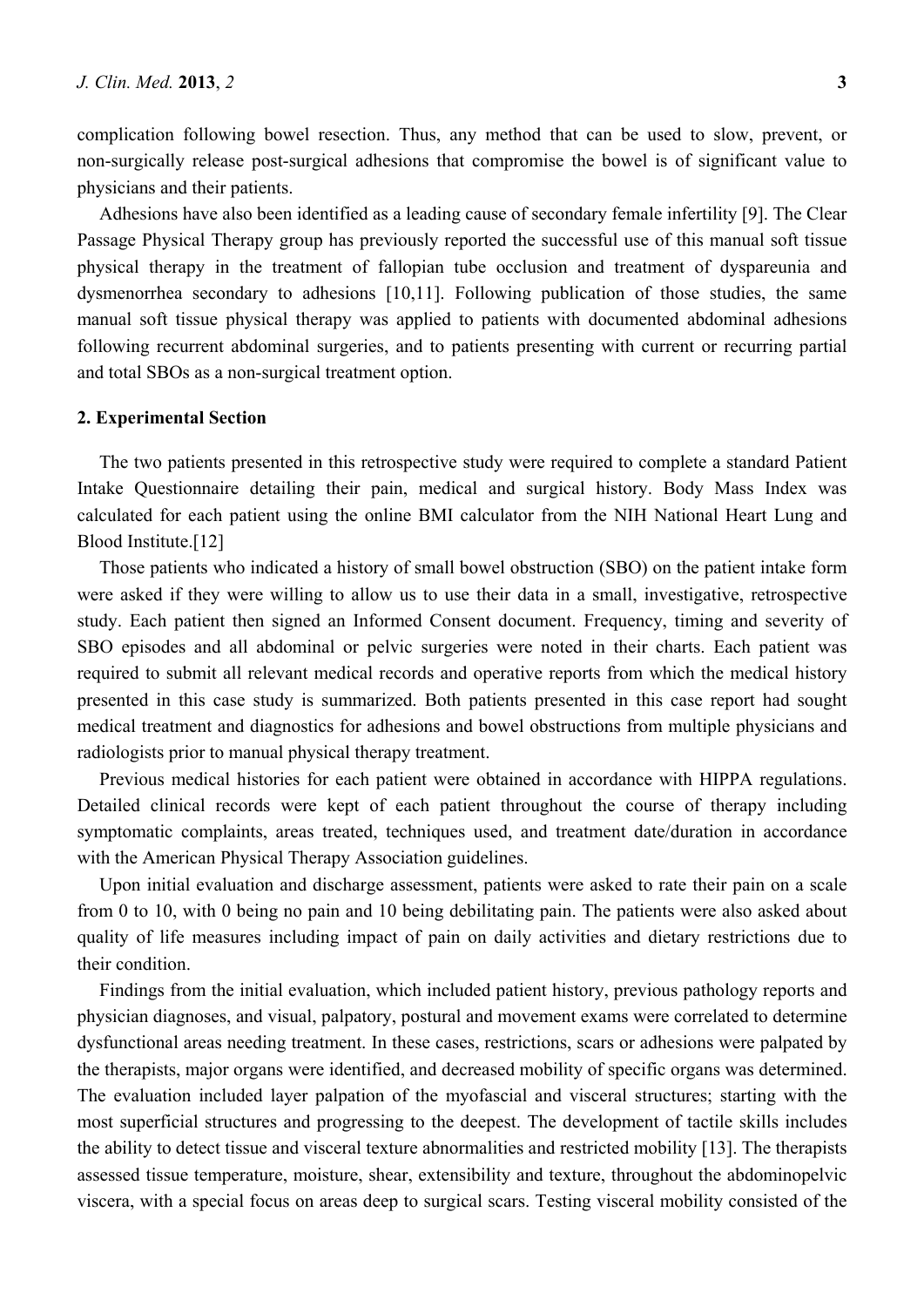complication following bowel resection. Thus, any method that can be used to slow, prevent, or non-surgically release post-surgical adhesions that compromise the bowel is of significant value to physicians and their patients.

Adhesions have also been identified as a leading cause of secondary female infertility [9]. The Clear Passage Physical Therapy group has previously reported the successful use of this manual soft tissue physical therapy in the treatment of fallopian tube occlusion and treatment of dyspareunia and dysmenorrhea secondary to adhesions [10,11]. Following publication of those studies, the same manual soft tissue physical therapy was applied to patients with documented abdominal adhesions following recurrent abdominal surgeries, and to patients presenting with current or recurring partial and total SBOs as a non-surgical treatment option.

## 2. Experimental Section

The two patients presented in this retrospective study were required to complete a standard Patient Intake Questionnaire detailing their pain, medical and surgical history. Body Mass Index was calculated for each patient using the online BMI calculator from the NIH National Heart Lung and Blood Institute.[12]

Those patients who indicated a history of small bowel obstruction (SBO) on the patient intake form were asked if they were willing to allow us to use their data in a small, investigative, retrospective study. Each patient then signed an Informed Consent document. Frequency, timing and severity of SBO episodes and all abdominal or pelvic surgeries were noted in their charts. Each patient was required to submit all relevant medical records and operative reports from which the medical history presented in this case study is summarized. Both patients presented in this case report had sought medical treatment and diagnostics for adhesions and bowel obstructions from multiple physicians and radiologists prior to manual physical therapy treatment.

Previous medical histories for each patient were obtained in accordance with HIPPA regulations. Detailed clinical records were kept of each patient throughout the course of therapy including symptomatic complaints, areas treated, techniques used, and treatment date/duration in accordance with the American Physical Therapy Association guidelines.

Upon initial evaluation and discharge assessment, patients were asked to rate their pain on a scale from 0 to 10, with 0 being no pain and 10 being debilitating pain. The patients were also asked about quality of life measures including impact of pain on daily activities and dietary restrictions due to their condition.

Findings from the initial evaluation, which included patient history, previous pathology reports and physician diagnoses, and visual, palpatory, postural and movement exams were correlated to determine dysfunctional areas needing treatment. In these cases, restrictions, scars or adhesions were palpated by the therapists, major organs were identified, and decreased mobility of specific organs was determined. The evaluation included layer palpation of the myofascial and visceral structures; starting with the most superficial structures and progressing to the deepest. The development of tactile skills includes the ability to detect tissue and visceral texture abnormalities and restricted mobility [13]. The therapists assessed tissue temperature, moisture, shear, extensibility and texture, throughout the abdominopelvic viscera, with a special focus on areas deep to surgical scars. Testing visceral mobility consisted of the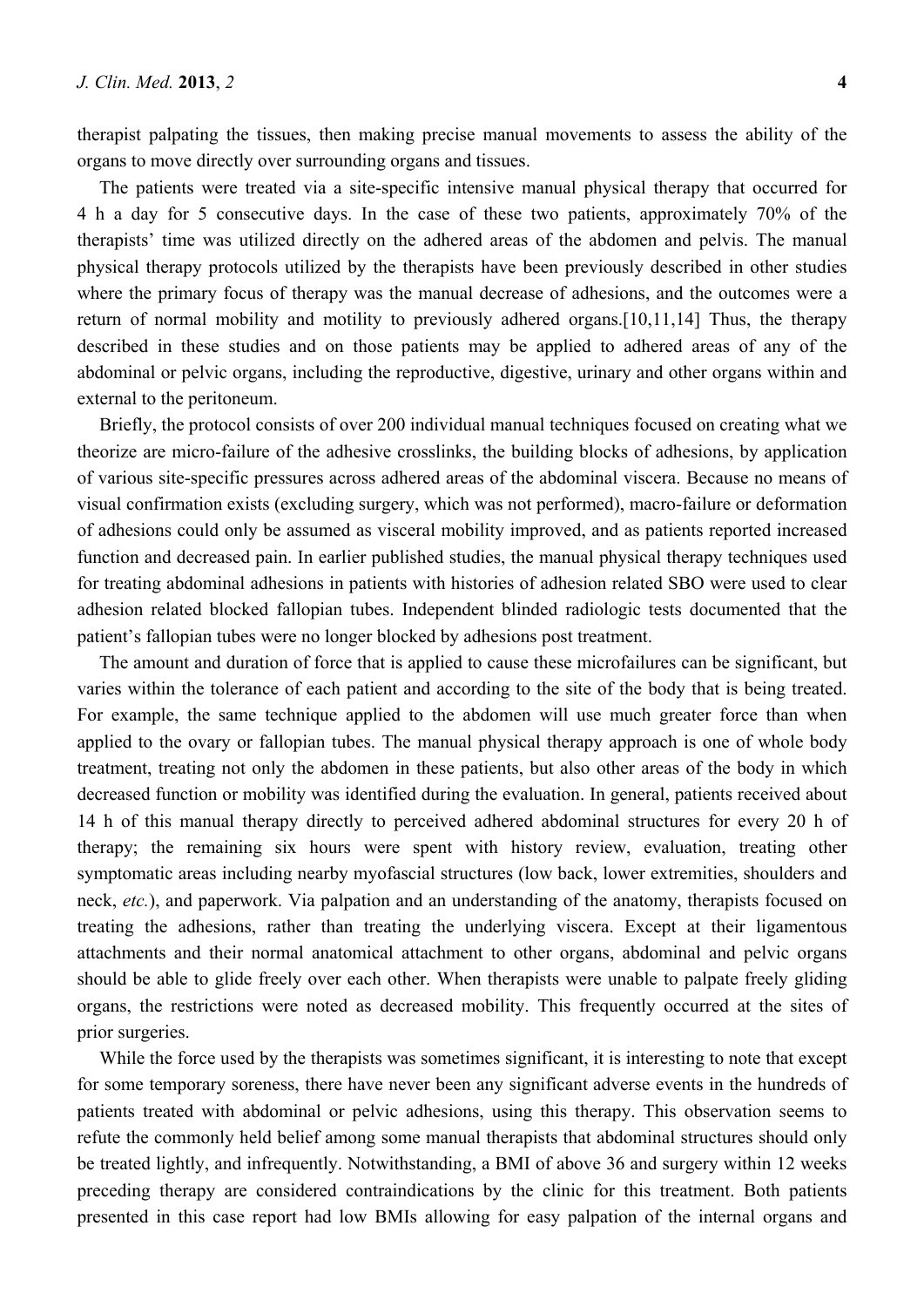therapist palpating the tissues, then making precise manual movements to assess the ability of the organs to move directly over surrounding organs and tissues.

The patients were treated via a site-specific intensive manual physical therapy that occurred for 4 h a day for 5 consecutive days. In the case of these two patients, approximately 70% of the therapists' time was utilized directly on the adhered areas of the abdomen and pelvis. The manual physical therapy protocols utilized by the therapists have been previously described in other studies where the primary focus of therapy was the manual decrease of adhesions, and the outcomes were a return of normal mobility and motility to previously adhered organs.[10,11,14] Thus, the therapy described in these studies and on those patients may be applied to adhered areas of any of the abdominal or pelvic organs, including the reproductive, digestive, urinary and other organs within and external to the peritoneum.

Briefly, the protocol consists of over 200 individual manual techniques focused on creating what we theorize are micro-failure of the adhesive crosslinks, the building blocks of adhesions, by application of various site-specific pressures across adhered areas of the abdominal viscera. Because no means of visual confirmation exists (excluding surgery, which was not performed), macro-failure or deformation of adhesions could only be assumed as visceral mobility improved, and as patients reported increased function and decreased pain. In earlier published studies, the manual physical therapy techniques used for treating abdominal adhesions in patients with histories of adhesion related SBO were used to clear adhesion related blocked fallopian tubes. Independent blinded radiologic tests documented that the patient's fallopian tubes were no longer blocked by adhesions post treatment.

The amount and duration of force that is applied to cause these microfailures can be significant, but varies within the tolerance of each patient and according to the site of the body that is being treated. For example, the same technique applied to the abdomen will use much greater force than when applied to the ovary or fallopian tubes. The manual physical therapy approach is one of whole body treatment, treating not only the abdomen in these patients, but also other areas of the body in which decreased function or mobility was identified during the evaluation. In general, patients received about 14 h of this manual therapy directly to perceived adhered abdominal structures for every 20 h of therapy; the remaining six hours were spent with history review, evaluation, treating other symptomatic areas including nearby myofascial structures (low back, lower extremities, shoulders and neck, *etc.*), and paperwork. Via palpation and an understanding of the anatomy, therapists focused on treating the adhesions, rather than treating the underlying viscera. Except at their ligamentous attachments and their normal anatomical attachment to other organs, abdominal and pelvic organs should be able to glide freely over each other. When therapists were unable to palpate freely gliding organs, the restrictions were noted as decreased mobility. This frequently occurred at the sites of prior surgeries.

While the force used by the therapists was sometimes significant, it is interesting to note that except for some temporary soreness, there have never been any significant adverse events in the hundreds of patients treated with abdominal or pelvic adhesions, using this therapy. This observation seems to refute the commonly held belief among some manual therapists that abdominal structures should only be treated lightly, and infrequently. Notwithstanding, a BMI of above 36 and surgery within 12 weeks preceding therapy are considered contraindications by the clinic for this treatment. Both patients presented in this case report had low BMIs allowing for easy palpation of the internal organs and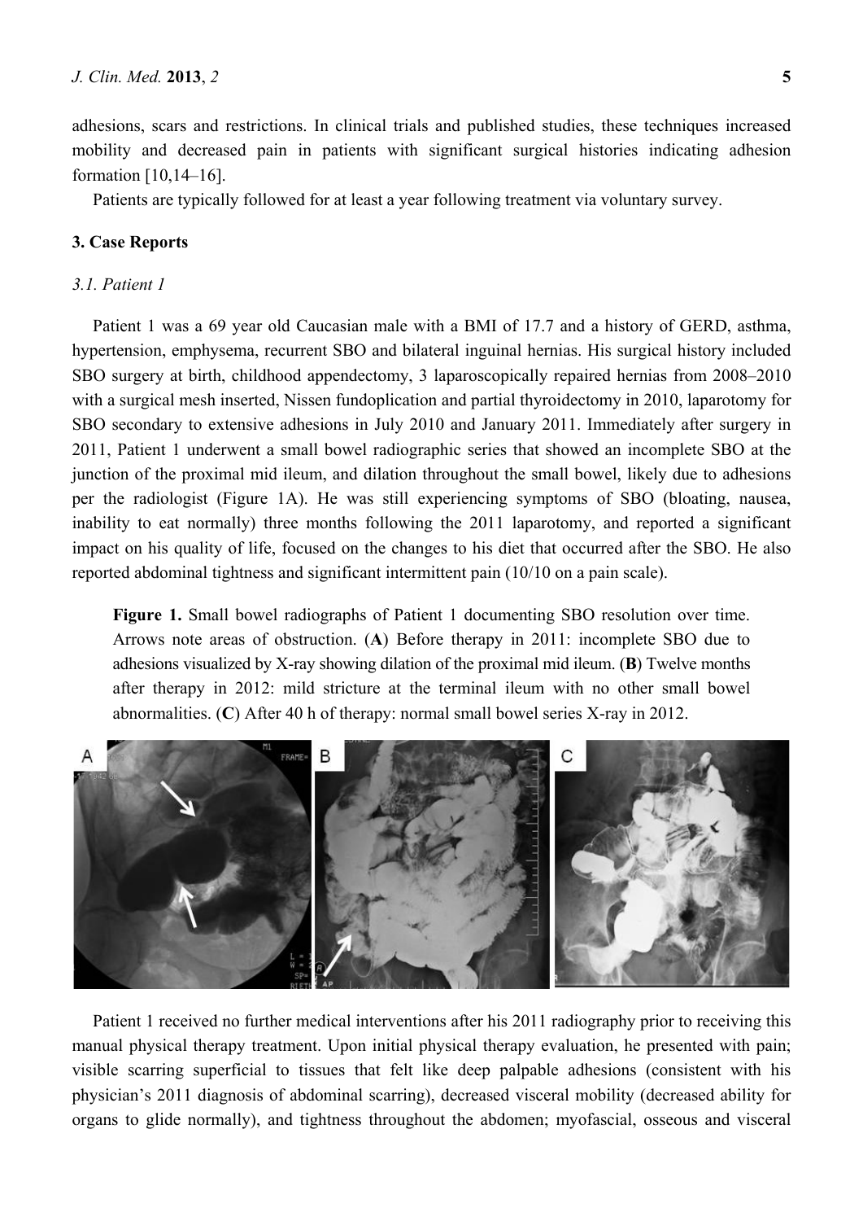adhesions, scars and restrictions. In clinical trials and published studies, these techniques increased mobility and decreased pain in patients with significant surgical histories indicating adhesion formation [10,14–16].

Patients are typically followed for at least a year following treatment via voluntary survey.

## 3. Case Reports

### *3.1. Patient 1*

Patient 1 was a 69 year old Caucasian male with a BMI of 17.7 and a history of GERD, asthma, hypertension, emphysema, recurrent SBO and bilateral inguinal hernias. His surgical history included SBO surgery at birth, childhood appendectomy, 3 laparoscopically repaired hernias from 2008–2010 with a surgical mesh inserted, Nissen fundoplication and partial thyroidectomy in 2010, laparotomy for SBO secondary to extensive adhesions in July 2010 and January 2011. Immediately after surgery in 2011, Patient 1 underwent a small bowel radiographic series that showed an incomplete SBO at the junction of the proximal mid ileum, and dilation throughout the small bowel, likely due to adhesions per the radiologist (Figure 1A). He was still experiencing symptoms of SBO (bloating, nausea, inability to eat normally) three months following the 2011 laparotomy, and reported a significant impact on his quality of life, focused on the changes to his diet that occurred after the SBO. He also reported abdominal tightness and significant intermittent pain (10/10 on a pain scale).

**Figure 1.** Small bowel radiographs of Patient 1 documenting SBO resolution over time. Arrows note areas of obstruction. (**A**) Before therapy in 2011: incomplete SBO due to adhesions visualized by X-ray showing dilation of the proximal mid ileum. (**B**) Twelve months after therapy in 2012: mild stricture at the terminal ileum with no other small bowel abnormalities. (**C**) After 40 h of therapy: normal small bowel series X-ray in 2012.

Patient 1 received no further medical interventions after his 2011 radiography prior to receiving this manual physical therapy treatment. Upon initial physical therapy evaluation, he presented with pain; visible scarring superficial to tissues that felt like deep palpable adhesions (consistent with his physician's 2011 diagnosis of abdominal scarring), decreased visceral mobility (decreased ability for organs to glide normally), and tightness throughout the abdomen; myofascial, osseous and visceral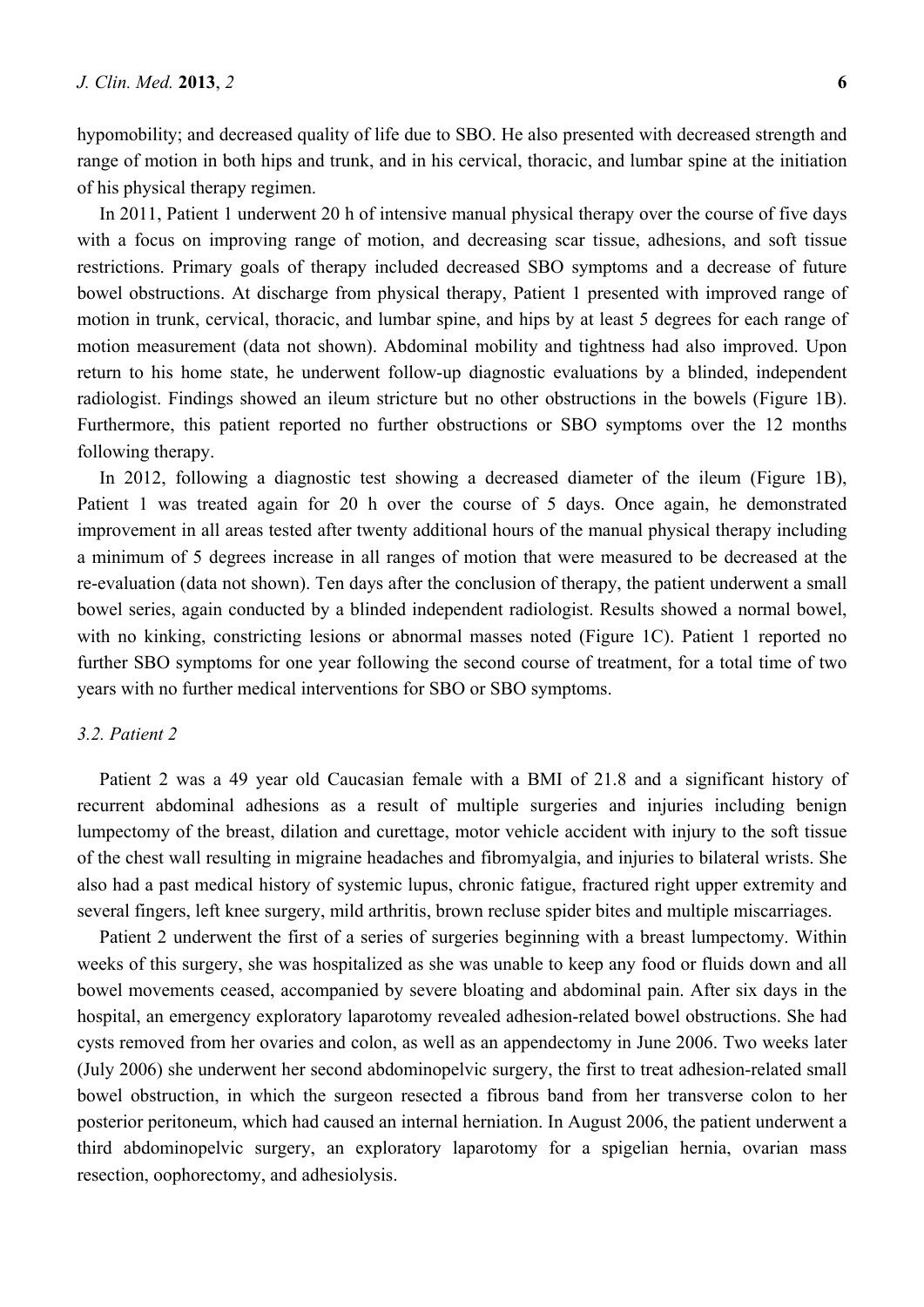hypomobility; and decreased quality of life due to SBO. He also presented with decreased strength and range of motion in both hips and trunk, and in his cervical, thoracic, and lumbar spine at the initiation of his physical therapy regimen.

In 2011, Patient 1 underwent 20 h of intensive manual physical therapy over the course of five days with a focus on improving range of motion, and decreasing scar tissue, adhesions, and soft tissue restrictions. Primary goals of therapy included decreased SBO symptoms and a decrease of future bowel obstructions. At discharge from physical therapy, Patient 1 presented with improved range of motion in trunk, cervical, thoracic, and lumbar spine, and hips by at least 5 degrees for each range of motion measurement (data not shown). Abdominal mobility and tightness had also improved. Upon return to his home state, he underwent follow-up diagnostic evaluations by a blinded, independent radiologist. Findings showed an ileum stricture but no other obstructions in the bowels (Figure 1B). Furthermore, this patient reported no further obstructions or SBO symptoms over the 12 months following therapy.

In 2012, following a diagnostic test showing a decreased diameter of the ileum (Figure 1B), Patient 1 was treated again for 20 h over the course of 5 days. Once again, he demonstrated improvement in all areas tested after twenty additional hours of the manual physical therapy including a minimum of 5 degrees increase in all ranges of motion that were measured to be decreased at the re-evaluation (data not shown). Ten days after the conclusion of therapy, the patient underwent a small bowel series, again conducted by a blinded independent radiologist. Results showed a normal bowel, with no kinking, constricting lesions or abnormal masses noted (Figure 1C). Patient 1 reported no further SBO symptoms for one year following the second course of treatment, for a total time of two years with no further medical interventions for SBO or SBO symptoms.

### *3.2. Patient 2*

Patient 2 was a 49 year old Caucasian female with a BMI of 21.8 and a significant history of recurrent abdominal adhesions as a result of multiple surgeries and injuries including benign lumpectomy of the breast, dilation and curettage, motor vehicle accident with injury to the soft tissue of the chest wall resulting in migraine headaches and fibromyalgia, and injuries to bilateral wrists. She also had a past medical history of systemic lupus, chronic fatigue, fractured right upper extremity and several fingers, left knee surgery, mild arthritis, brown recluse spider bites and multiple miscarriages.

Patient 2 underwent the first of a series of surgeries beginning with a breast lumpectomy. Within weeks of this surgery, she was hospitalized as she was unable to keep any food or fluids down and all bowel movements ceased, accompanied by severe bloating and abdominal pain. After six days in the hospital, an emergency exploratory laparotomy revealed adhesion-related bowel obstructions. She had cysts removed from her ovaries and colon, as well as an appendectomy in June 2006. Two weeks later (July 2006) she underwent her second abdominopelvic surgery, the first to treat adhesion-related small bowel obstruction, in which the surgeon resected a fibrous band from her transverse colon to her posterior peritoneum, which had caused an internal herniation. In August 2006, the patient underwent a third abdominopelvic surgery, an exploratory laparotomy for a spigelian hernia, ovarian mass resection, oophorectomy, and adhesiolysis.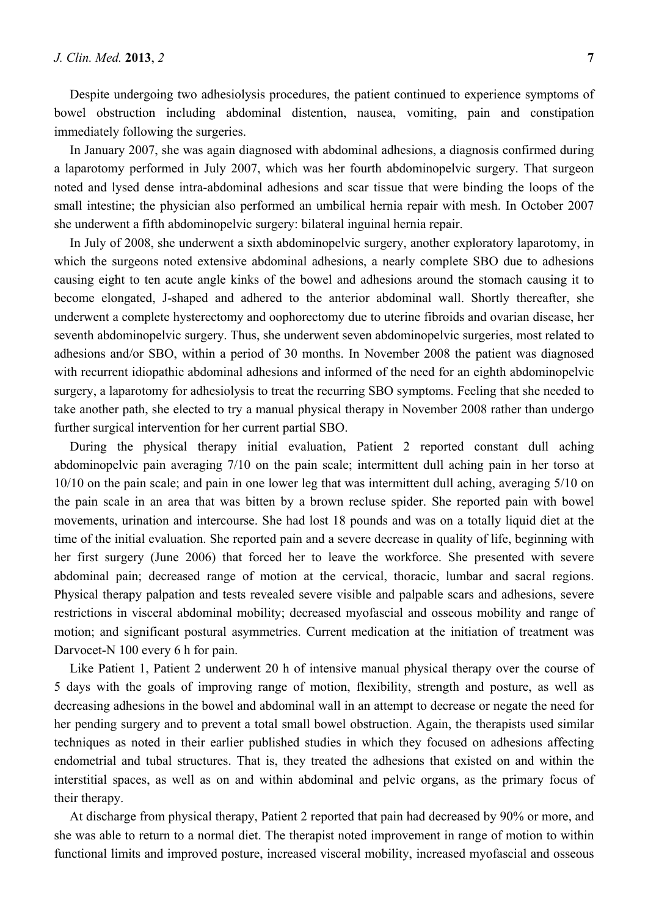Despite undergoing two adhesiolysis procedures, the patient continued to experience symptoms of bowel obstruction including abdominal distention, nausea, vomiting, pain and constipation immediately following the surgeries.

In January 2007, she was again diagnosed with abdominal adhesions, a diagnosis confirmed during a laparotomy performed in July 2007, which was her fourth abdominopelvic surgery. That surgeon noted and lysed dense intra-abdominal adhesions and scar tissue that were binding the loops of the small intestine; the physician also performed an umbilical hernia repair with mesh. In October 2007 she underwent a fifth abdominopelvic surgery: bilateral inguinal hernia repair.

In July of 2008, she underwent a sixth abdominopelvic surgery, another exploratory laparotomy, in which the surgeons noted extensive abdominal adhesions, a nearly complete SBO due to adhesions causing eight to ten acute angle kinks of the bowel and adhesions around the stomach causing it to become elongated, J-shaped and adhered to the anterior abdominal wall. Shortly thereafter, she underwent a complete hysterectomy and oophorectomy due to uterine fibroids and ovarian disease, her seventh abdominopelvic surgery. Thus, she underwent seven abdominopelvic surgeries, most related to adhesions and/or SBO, within a period of 30 months. In November 2008 the patient was diagnosed with recurrent idiopathic abdominal adhesions and informed of the need for an eighth abdominopelvic surgery, a laparotomy for adhesiolysis to treat the recurring SBO symptoms. Feeling that she needed to take another path, she elected to try a manual physical therapy in November 2008 rather than undergo further surgical intervention for her current partial SBO.

During the physical therapy initial evaluation, Patient 2 reported constant dull aching abdominopelvic pain averaging 7/10 on the pain scale; intermittent dull aching pain in her torso at 10/10 on the pain scale; and pain in one lower leg that was intermittent dull aching, averaging 5/10 on the pain scale in an area that was bitten by a brown recluse spider. She reported pain with bowel movements, urination and intercourse. She had lost 18 pounds and was on a totally liquid diet at the time of the initial evaluation. She reported pain and a severe decrease in quality of life, beginning with her first surgery (June 2006) that forced her to leave the workforce. She presented with severe abdominal pain; decreased range of motion at the cervical, thoracic, lumbar and sacral regions. Physical therapy palpation and tests revealed severe visible and palpable scars and adhesions, severe restrictions in visceral abdominal mobility; decreased myofascial and osseous mobility and range of motion; and significant postural asymmetries. Current medication at the initiation of treatment was Darvocet-N 100 every 6 h for pain.

Like Patient 1, Patient 2 underwent 20 h of intensive manual physical therapy over the course of 5 days with the goals of improving range of motion, flexibility, strength and posture, as well as decreasing adhesions in the bowel and abdominal wall in an attempt to decrease or negate the need for her pending surgery and to prevent a total small bowel obstruction. Again, the therapists used similar techniques as noted in their earlier published studies in which they focused on adhesions affecting endometrial and tubal structures. That is, they treated the adhesions that existed on and within the interstitial spaces, as well as on and within abdominal and pelvic organs, as the primary focus of their therapy.

At discharge from physical therapy, Patient 2 reported that pain had decreased by 90% or more, and she was able to return to a normal diet. The therapist noted improvement in range of motion to within functional limits and improved posture, increased visceral mobility, increased myofascial and osseous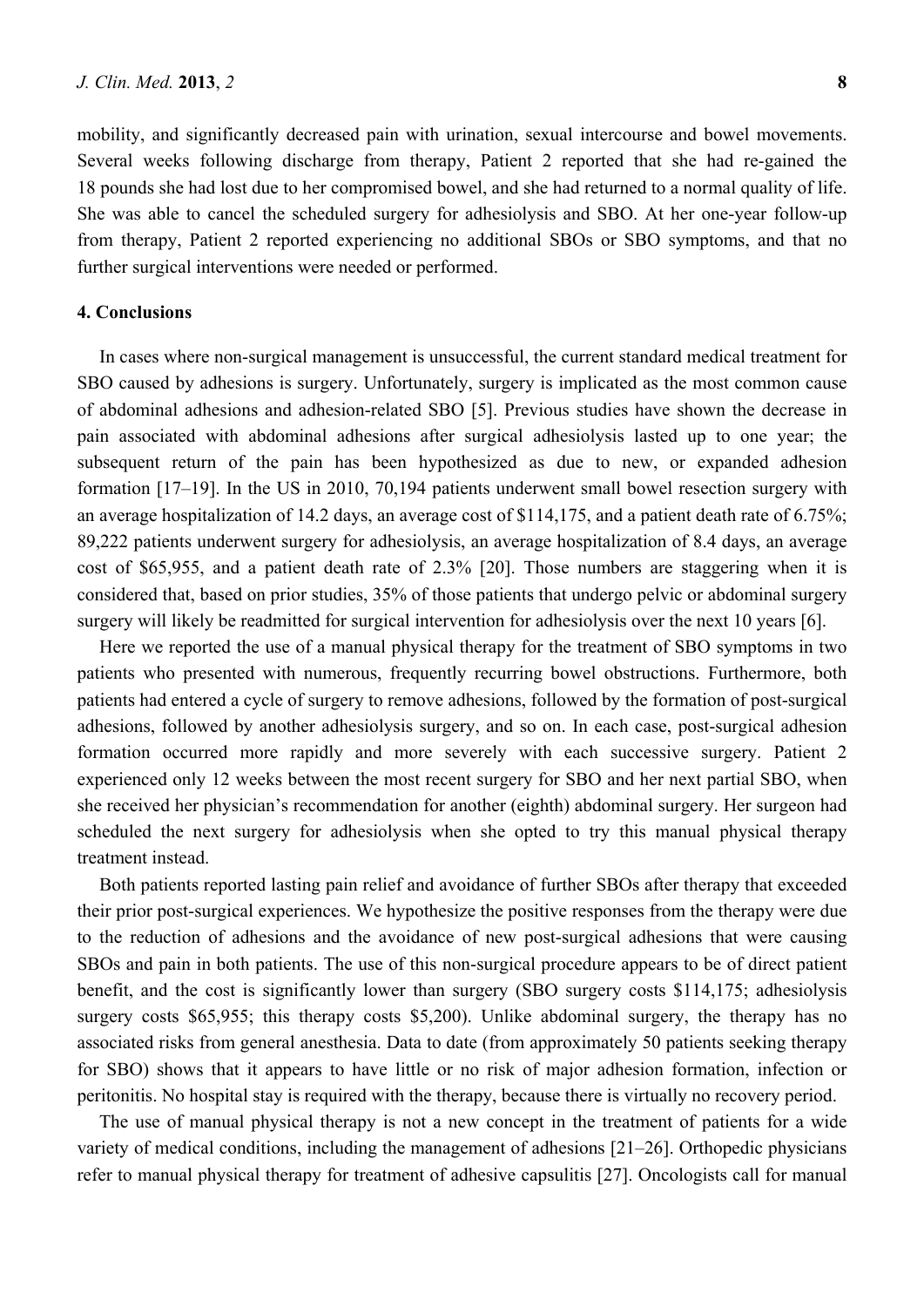mobility, and significantly decreased pain with urination, sexual intercourse and bowel movements. Several weeks following discharge from therapy, Patient 2 reported that she had re-gained the 18 pounds she had lost due to her compromised bowel, and she had returned to a normal quality of life. She was able to cancel the scheduled surgery for adhesiolysis and SBO. At her one-year follow-up from therapy, Patient 2 reported experiencing no additional SBOs or SBO symptoms, and that no further surgical interventions were needed or performed.

## 4. Conclusions

In cases where non-surgical management is unsuccessful, the current standard medical treatment for SBO caused by adhesions is surgery. Unfortunately, surgery is implicated as the most common cause of abdominal adhesions and adhesion-related SBO [5]. Previous studies have shown the decrease in pain associated with abdominal adhesions after surgical adhesiolysis lasted up to one year; the subsequent return of the pain has been hypothesized as due to new, or expanded adhesion formation [17–19]. In the US in 2010, 70,194 patients underwent small bowel resection surgery with an average hospitalization of 14.2 days, an average cost of $114,175, and a patient death rate of 6.75%; 89,222 patients underwent surgery for adhesiolysis, an average hospitalization of 8.4 days, an average cost of $65,955, and a patient death rate of 2.3% [20]. Those numbers are staggering when it is considered that, based on prior studies, 35% of those patients that undergo pelvic or abdominal surgery surgery will likely be readmitted for surgical intervention for adhesiolysis over the next 10 years [6].

Here we reported the use of a manual physical therapy for the treatment of SBO symptoms in two patients who presented with numerous, frequently recurring bowel obstructions. Furthermore, both patients had entered a cycle of surgery to remove adhesions, followed by the formation of post-surgical adhesions, followed by another adhesiolysis surgery, and so on. In each case, post-surgical adhesion formation occurred more rapidly and more severely with each successive surgery. Patient 2 experienced only 12 weeks between the most recent surgery for SBO and her next partial SBO, when she received her physician's recommendation for another (eighth) abdominal surgery. Her surgeon had scheduled the next surgery for adhesiolysis when she opted to try this manual physical therapy treatment instead.

Both patients reported lasting pain relief and avoidance of further SBOs after therapy that exceeded their prior post-surgical experiences. We hypothesize the positive responses from the therapy were due to the reduction of adhesions and the avoidance of new post-surgical adhesions that were causing SBOs and pain in both patients. The use of this non-surgical procedure appears to be of direct patient benefit, and the cost is significantly lower than surgery (SBO surgery costs $114,175; adhesiolysis surgery costs $65,955; this therapy costs $5,200). Unlike abdominal surgery, the therapy has no associated risks from general anesthesia. Data to date (from approximately 50 patients seeking therapy for SBO) shows that it appears to have little or no risk of major adhesion formation, infection or peritonitis. No hospital stay is required with the therapy, because there is virtually no recovery period.

The use of manual physical therapy is not a new concept in the treatment of patients for a wide variety of medical conditions, including the management of adhesions [21–26]. Orthopedic physicians refer to manual physical therapy for treatment of adhesive capsulitis [27]. Oncologists call for manual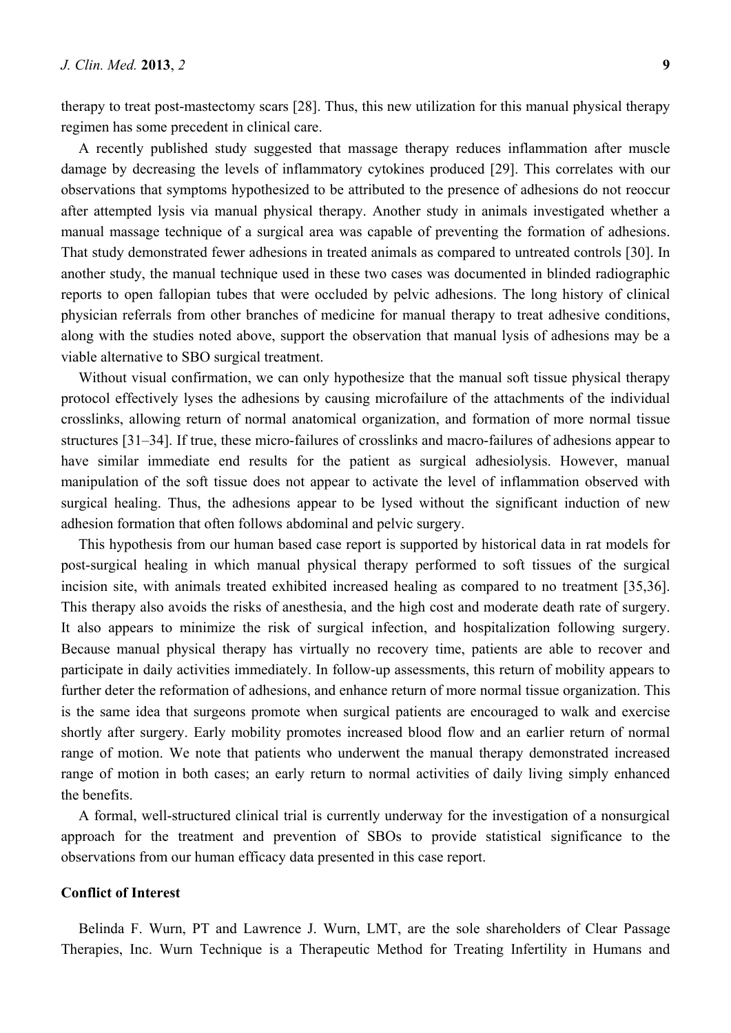therapy to treat post-mastectomy scars [28]. Thus, this new utilization for this manual physical therapy regimen has some precedent in clinical care.

A recently published study suggested that massage therapy reduces inflammation after muscle damage by decreasing the levels of inflammatory cytokines produced [29]. This correlates with our observations that symptoms hypothesized to be attributed to the presence of adhesions do not reoccur after attempted lysis via manual physical therapy. Another study in animals investigated whether a manual massage technique of a surgical area was capable of preventing the formation of adhesions. That study demonstrated fewer adhesions in treated animals as compared to untreated controls [30]. In another study, the manual technique used in these two cases was documented in blinded radiographic reports to open fallopian tubes that were occluded by pelvic adhesions. The long history of clinical physician referrals from other branches of medicine for manual therapy to treat adhesive conditions, along with the studies noted above, support the observation that manual lysis of adhesions may be a viable alternative to SBO surgical treatment.

Without visual confirmation, we can only hypothesize that the manual soft tissue physical therapy protocol effectively lyses the adhesions by causing microfailure of the attachments of the individual crosslinks, allowing return of normal anatomical organization, and formation of more normal tissue structures [31–34]. If true, these micro-failures of crosslinks and macro-failures of adhesions appear to have similar immediate end results for the patient as surgical adhesiolysis. However, manual manipulation of the soft tissue does not appear to activate the level of inflammation observed with surgical healing. Thus, the adhesions appear to be lysed without the significant induction of new adhesion formation that often follows abdominal and pelvic surgery.

This hypothesis from our human based case report is supported by historical data in rat models for post-surgical healing in which manual physical therapy performed to soft tissues of the surgical incision site, with animals treated exhibited increased healing as compared to no treatment [35,36]. This therapy also avoids the risks of anesthesia, and the high cost and moderate death rate of surgery. It also appears to minimize the risk of surgical infection, and hospitalization following surgery. Because manual physical therapy has virtually no recovery time, patients are able to recover and participate in daily activities immediately. In follow-up assessments, this return of mobility appears to further deter the reformation of adhesions, and enhance return of more normal tissue organization. This is the same idea that surgeons promote when surgical patients are encouraged to walk and exercise shortly after surgery. Early mobility promotes increased blood flow and an earlier return of normal range of motion. We note that patients who underwent the manual therapy demonstrated increased range of motion in both cases; an early return to normal activities of daily living simply enhanced the benefits.

A formal, well-structured clinical trial is currently underway for the investigation of a nonsurgical approach for the treatment and prevention of SBOs to provide statistical significance to the observations from our human efficacy data presented in this case report.

## Conflict of Interest

Belinda F. Wurn, PT and Lawrence J. Wurn, LMT, are the sole shareholders of Clear Passage Therapies, Inc. Wurn Technique is a Therapeutic Method for Treating Infertility in Humans and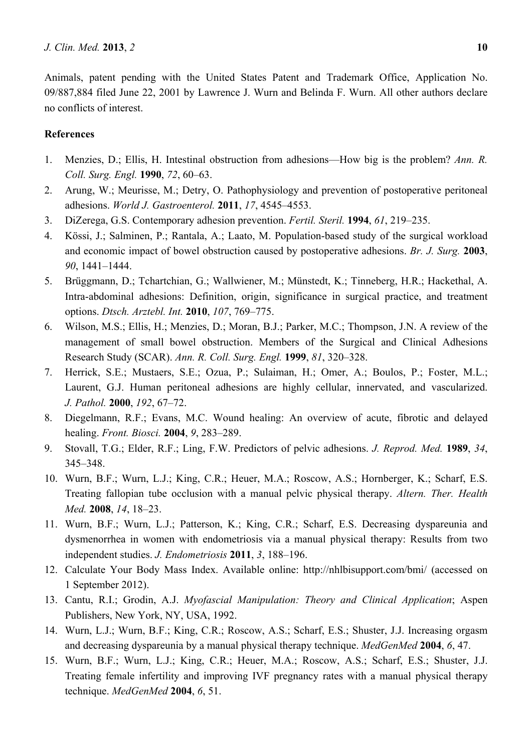Animals, patent pending with the United States Patent and Trademark Office, Application No. 09/887,884 filed June 22, 2001 by Lawrence J. Wurn and Belinda F. Wurn. All other authors declare no conflicts of interest.

## References

1. Menzies, D.; Ellis, H. Intestinal obstruction from adhesions—How big is the problem? *Ann. R. Coll. Surg. Engl.* **1990**, *72*, 60–63.
2. Arung, W.; Meurisse, M.; Detry, O. Pathophysiology and prevention of postoperative peritoneal adhesions. *World J. Gastroenterol.* **2011**, *17*, 4545–4553.
3. DiZerega, G.S. Contemporary adhesion prevention. *Fertil. Steril.* **1994**, *61*, 219–235.
4. Kössi, J.; Salminen, P.; Rantala, A.; Laato, M. Population-based study of the surgical workload and economic impact of bowel obstruction caused by postoperative adhesions. *Br. J. Surg.* **2003**, *90*, 1441–1444.
5. Brüggmann, D.; Tchartchian, G.; Wallwiener, M.; Münstedt, K.; Tinneberg, H.R.; Hackethal, A. Intra-abdominal adhesions: Definition, origin, significance in surgical practice, and treatment options. *Dtsch. Arztebl. Int.* **2010**, *107*, 769–775.
6. Wilson, M.S.; Ellis, H.; Menzies, D.; Moran, B.J.; Parker, M.C.; Thompson, J.N. A review of the management of small bowel obstruction. Members of the Surgical and Clinical Adhesions Research Study (SCAR). *Ann. R. Coll. Surg. Engl.* **1999**, *81*, 320–328.
7. Herrick, S.E.; Mustaers, S.E.; Ozua, P.; Sulaiman, H.; Omer, A.; Boulos, P.; Foster, M.L.; Laurent, G.J. Human peritoneal adhesions are highly cellular, innervated, and vascularized. *J. Pathol.* **2000**, *192*, 67–72.
8. Diegelmann, R.F.; Evans, M.C. Wound healing: An overview of acute, fibrotic and delayed healing. *Front. Biosci.* **2004**, *9*, 283–289.
9. Stovall, T.G.; Elder, R.F.; Ling, F.W. Predictors of pelvic adhesions. *J. Reprod. Med.* **1989**, *34*, 345–348.
10. Wurn, B.F.; Wurn, L.J.; King, C.R.; Heuer, M.A.; Roscow, A.S.; Hornberger, K.; Scharf, E.S. Treating fallopian tube occlusion with a manual pelvic physical therapy. *Altern. Ther. Health Med.* **2008**, *14*, 18–23.
11. Wurn, B.F.; Wurn, L.J.; Patterson, K.; King, C.R.; Scharf, E.S. Decreasing dyspareunia and dysmenorrhea in women with endometriosis via a manual physical therapy: Results from two independent studies. *J. Endometriosis* **2011**, *3*, 188–196.
12. Calculate Your Body Mass Index. Available online: http://nhlbisupport.com/bmi/ (accessed on 1 September 2012).
13. Cantu, R.I.; Grodin, A.J. *Myofascial Manipulation: Theory and Clinical Application*; Aspen Publishers, New York, NY, USA, 1992.
14. Wurn, L.J.; Wurn, B.F.; King, C.R.; Roscow, A.S.; Scharf, E.S.; Shuster, J.J. Increasing orgasm and decreasing dyspareunia by a manual physical therapy technique. *MedGenMed* **2004**, *6*, 47.
15. Wurn, B.F.; Wurn, L.J.; King, C.R.; Heuer, M.A.; Roscow, A.S.; Scharf, E.S.; Shuster, J.J. Treating female infertility and improving IVF pregnancy rates with a manual physical therapy technique. *MedGenMed* **2004**, *6*, 51.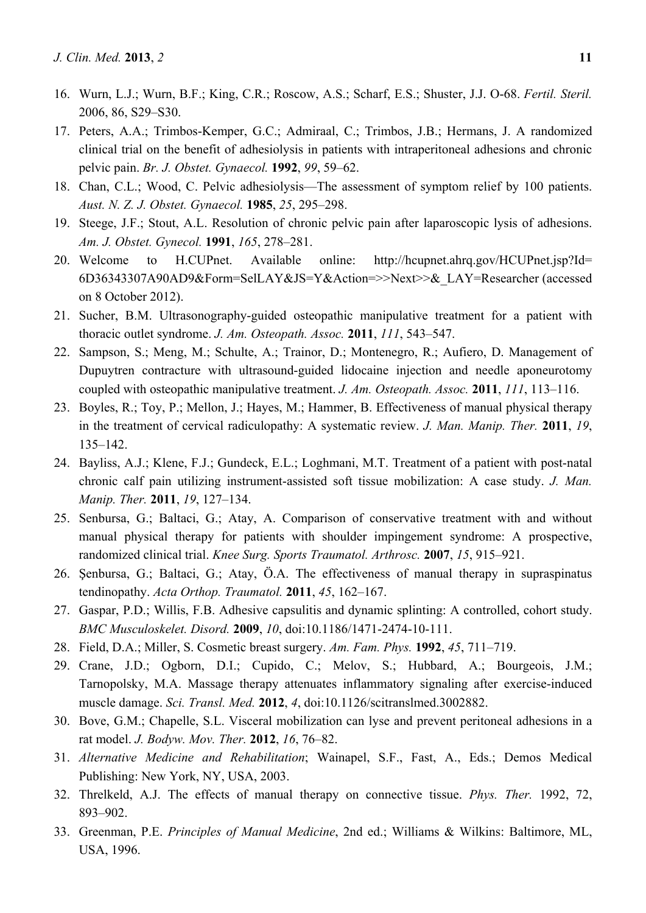16. Wurn, L.J.; Wurn, B.F.; King, C.R.; Roscow, A.S.; Scharf, E.S.; Shuster, J.J. O-68. *Fertil. Steril.* 2006, 86, S29–S30.
17. Peters, A.A.; Trimbos-Kemper, G.C.; Admiraal, C.; Trimbos, J.B.; Hermans, J. A randomized clinical trial on the benefit of adhesiolysis in patients with intraperitoneal adhesions and chronic pelvic pain. *Br. J. Obstet. Gynaecol.* **1992**, *99*, 59–62.
18. Chan, C.L.; Wood, C. Pelvic adhesiolysis—The assessment of symptom relief by 100 patients. *Aust. N. Z. J. Obstet. Gynaecol.* **1985**, *25*, 295–298.
19. Steege, J.F.; Stout, A.L. Resolution of chronic pelvic pain after laparoscopic lysis of adhesions. *Am. J. Obstet. Gynecol.* **1991**, *165*, 278–281.
20. Welcome to H.CUPnet. Available online: http://hcupnet.ahrq.gov/HCUPnet.jsp?Id=6D36343307A90AD9&Form=SelLAY&JS=Y&Action=>>Next>>&_LAY=Researcher (accessed on 8 October 2012).
21. Sucher, B.M. Ultrasonography-guided osteopathic manipulative treatment for a patient with thoracic outlet syndrome. *J. Am. Osteopath. Assoc.* **2011**, *111*, 543–547.
22. Sampson, S.; Meng, M.; Schulte, A.; Trainor, D.; Montenegro, R.; Aufiero, D. Management of Dupuytren contracture with ultrasound-guided lidocaine injection and needle aponeurotomy coupled with osteopathic manipulative treatment. *J. Am. Osteopath. Assoc.* **2011**, *111*, 113–116.
23. Boyles, R.; Toy, P.; Mellon, J.; Hayes, M.; Hammer, B. Effectiveness of manual physical therapy in the treatment of cervical radiculopathy: A systematic review. *J. Man. Manip. Ther.* **2011**, *19*, 135–142.
24. Bayliss, A.J.; Klene, F.J.; Gundeck, E.L.; Loghmani, M.T. Treatment of a patient with post-natal chronic calf pain utilizing instrument-assisted soft tissue mobilization: A case study. *J. Man. Manip. Ther.* **2011**, *19*, 127–134.
25. Senbursa, G.; Baltaci, G.; Atay, A. Comparison of conservative treatment with and without manual physical therapy for patients with shoulder impingement syndrome: A prospective, randomized clinical trial. *Knee Surg. Sports Traumatol. Arthrosc.* **2007**, *15*, 915–921.
26. Şenbursa, G.; Baltaci, G.; Atay, Ö.A. The effectiveness of manual therapy in supraspinatus tendinopathy. *Acta Orthop. Traumatol.* **2011**, *45*, 162–167.
27. Gaspar, P.D.; Willis, F.B. Adhesive capsulitis and dynamic splinting: A controlled, cohort study. *BMC Musculoskelet. Disord.* **2009**, *10*, doi:10.1186/1471-2474-10-111.
28. Field, D.A.; Miller, S. Cosmetic breast surgery. *Am. Fam. Phys.* **1992**, *45*, 711–719.
29. Crane, J.D.; Ogborn, D.I.; Cupido, C.; Melov, S.; Hubbard, A.; Bourgeois, J.M.; Tarnopolsky, M.A. Massage therapy attenuates inflammatory signaling after exercise-induced muscle damage. *Sci. Transl. Med.* **2012**, *4*, doi:10.1126/scitranslmed.3002882.
30. Bove, G.M.; Chapelle, S.L. Visceral mobilization can lyse and prevent peritoneal adhesions in a rat model. *J. Bodyw. Mov. Ther.* **2012**, *16*, 76–82.
31. *Alternative Medicine and Rehabilitation*; Wainapel, S.F., Fast, A., Eds.; Demos Medical Publishing: New York, NY, USA, 2003.
32. Threlkeld, A.J. The effects of manual therapy on connective tissue. *Phys. Ther.* 1992, 72, 893–902.
33. Greenman, P.E. *Principles of Manual Medicine*, 2nd ed.; Williams & Wilkins: Baltimore, ML, USA, 1996.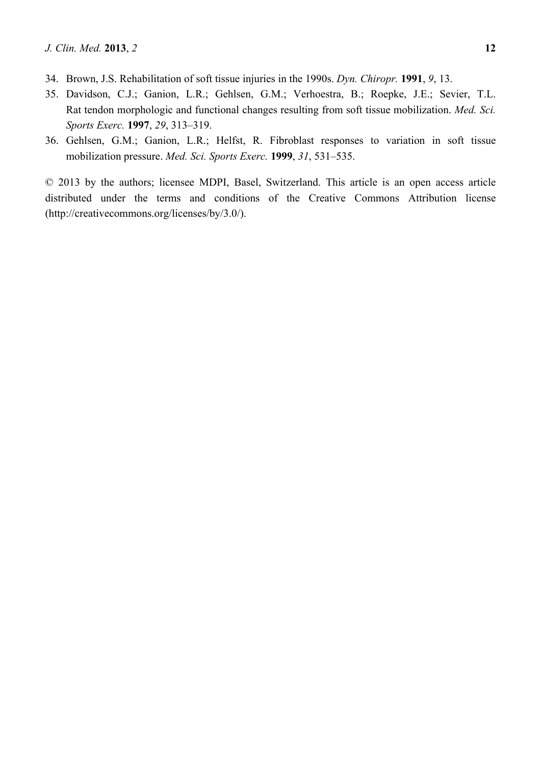34. Brown, J.S. Rehabilitation of soft tissue injuries in the 1990s. *Dyn. Chiropr.* **1991**, *9*, 13.
35. Davidson, C.J.; Ganion, L.R.; Gehlsen, G.M.; Verhoestra, B.; Roepke, J.E.; Sevier, T.L. Rat tendon morphologic and functional changes resulting from soft tissue mobilization. *Med. Sci. Sports Exerc.* **1997**, *29*, 313–319.
36. Gehlsen, G.M.; Ganion, L.R.; Helfst, R. Fibroblast responses to variation in soft tissue mobilization pressure. *Med. Sci. Sports Exerc.* **1999**, *31*, 531–535.

© 2013 by the authors; licensee MDPI, Basel, Switzerland. This article is an open access article distributed under the terms and conditions of the Creative Commons Attribution license (http://creativecommons.org/licenses/by/3.0/).